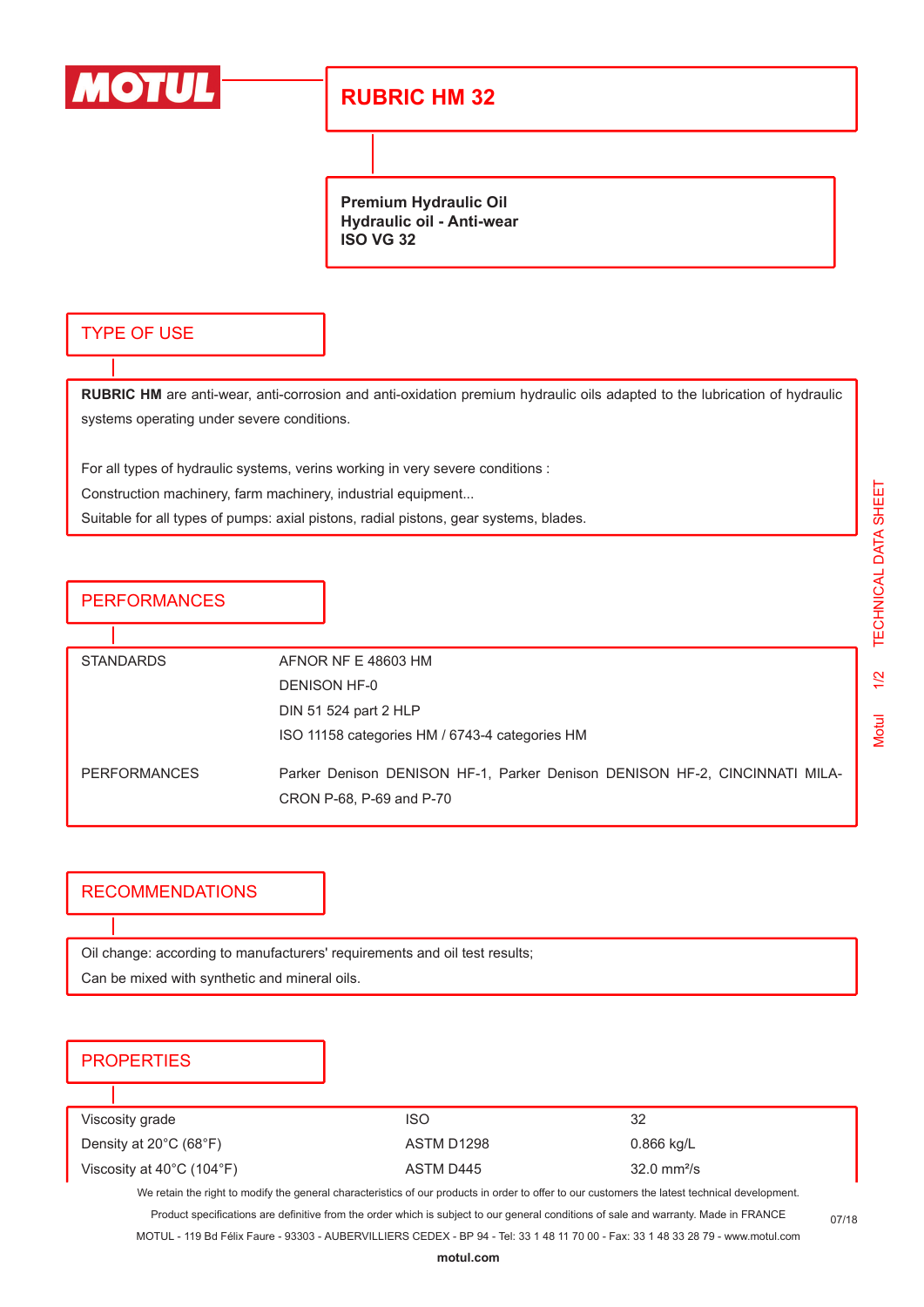# RUBRIC HM 32

**Premium Hydraulic Oil**
**Hydraulic oil - Anti-wear**
**ISO VG 32**

## TYPE OF USE

**RUBRIC HM** are anti-wear, anti-corrosion and anti-oxidation premium hydraulic oils adapted to the lubrication of hydraulic systems operating under severe conditions.

For all types of hydraulic systems, verins working in very severe conditions :
Construction machinery, farm machinery, industrial equipment...
Suitable for all types of pumps: axial pistons, radial pistons, gear systems, blades.

## PERFORMANCES

| | |
|---|---|
| STANDARDS | AFNOR NF E 48603 HM<br>DENISON HF-0<br>DIN 51 524 part 2 HLP<br>ISO 11158 categories HM / 6743-4 categories HM |
| PERFORMANCES | Parker Denison DENISON HF-1, Parker Denison DENISON HF-2, CINCINNATI MILACRON P-68, P-69 and P-70 |

## RECOMMENDATIONS

Oil change: according to manufacturers' requirements and oil test results;
Can be mixed with synthetic and mineral oils.

## PROPERTIES

| | | |
|---|---|---|
| Viscosity grade | ISO | 32 |
| Density at 20°C (68°F) | ASTM D1298 | 0.866 kg/L |
| Viscosity at 40°C (104°F) | ASTM D445 | 32.0 mm²/s |

We retain the right to modify the general characteristics of our products in order to offer to our customers the latest technical development.
Product specifications are definitive from the order which is subject to our general conditions of sale and warranty. Made in FRANCE
MOTUL - 119 Bd Félix Faure - 93303 - AUBERVILLIERS CEDEX - BP 94 - Tel: 33 1 48 11 70 00 - Fax: 33 1 48 33 28 79 - www.motul.com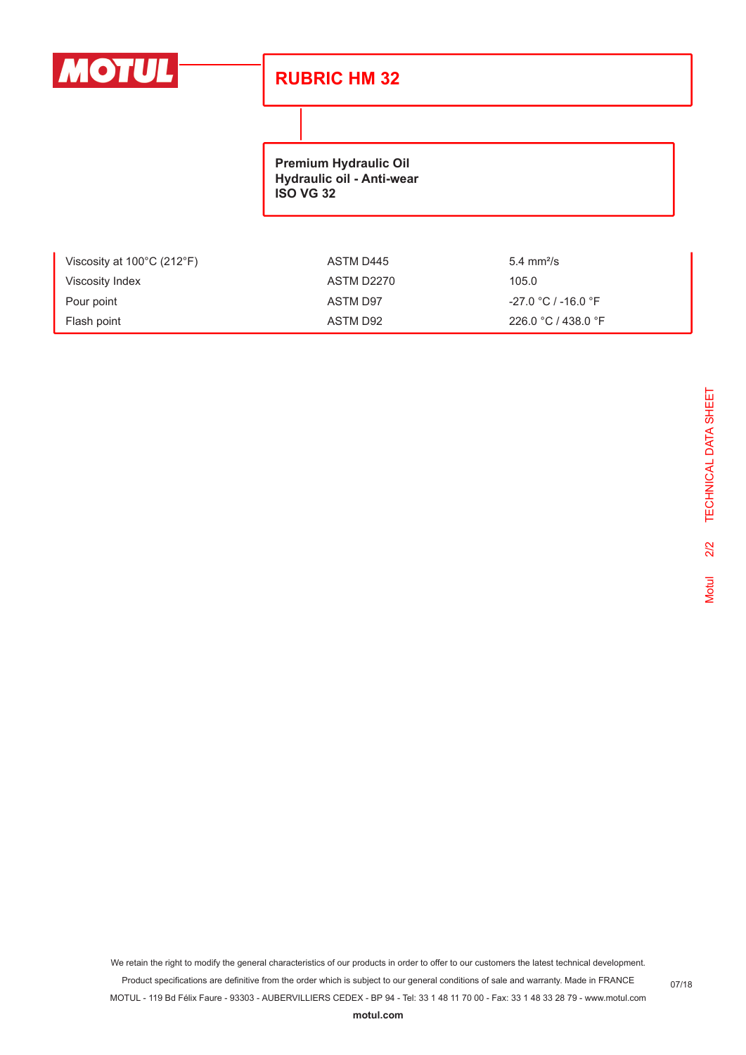# RUBRIC HM 32

**Premium Hydraulic Oil**
**Hydraulic oil - Anti-wear**
**ISO VG 32**

| | | |
|---|---|---|
| Viscosity at 100°C (212°F) | ASTM D445 | 5.4 mm²/s |
| Viscosity Index | ASTM D2270 | 105.0 |
| Pour point | ASTM D97 | -27.0 °C / -16.0 °F |
| Flash point | ASTM D92 | 226.0 °C / 438.0 °F |

We retain the right to modify the general characteristics of our products in order to offer to our customers the latest technical development.
Product specifications are definitive from the order which is subject to our general conditions of sale and warranty. Made in FRANCE
MOTUL - 119 Bd Félix Faure - 93303 - AUBERVILLIERS CEDEX - BP 94 - Tel: 33 1 48 11 70 00 - Fax: 33 1 48 33 28 79 - www.motul.com

**motul.com**

07/18